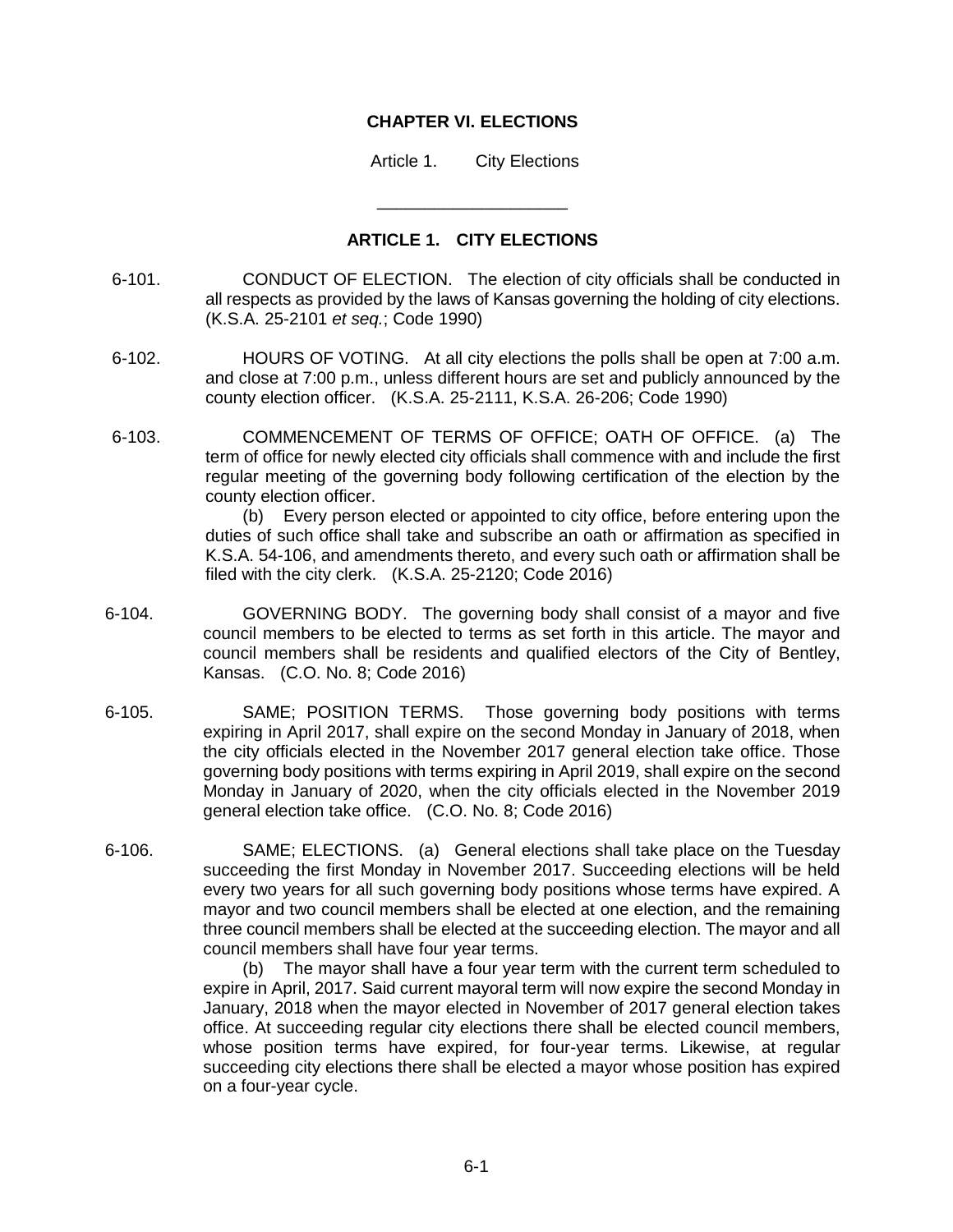# CHAPTER VI. ELECTIONS

Article 1. City Elections

---

## ARTICLE 1. CITY ELECTIONS

6-101. CONDUCT OF ELECTION. The election of city officials shall be conducted in all respects as provided by the laws of Kansas governing the holding of city elections. (K.S.A. 25-2101 *et seq.*; Code 1990)

6-102. HOURS OF VOTING. At all city elections the polls shall be open at 7:00 a.m. and close at 7:00 p.m., unless different hours are set and publicly announced by the county election officer. (K.S.A. 25-2111, K.S.A. 26-206; Code 1990)

6-103. COMMENCEMENT OF TERMS OF OFFICE; OATH OF OFFICE. (a) The term of office for newly elected city officials shall commence with and include the first regular meeting of the governing body following certification of the election by the county election officer.

(b) Every person elected or appointed to city office, before entering upon the duties of such office shall take and subscribe an oath or affirmation as specified in K.S.A. 54-106, and amendments thereto, and every such oath or affirmation shall be filed with the city clerk. (K.S.A. 25-2120; Code 2016)

6-104. GOVERNING BODY. The governing body shall consist of a mayor and five council members to be elected to terms as set forth in this article. The mayor and council members shall be residents and qualified electors of the City of Bentley, Kansas. (C.O. No. 8; Code 2016)

6-105. SAME; POSITION TERMS. Those governing body positions with terms expiring in April 2017, shall expire on the second Monday in January of 2018, when the city officials elected in the November 2017 general election take office. Those governing body positions with terms expiring in April 2019, shall expire on the second Monday in January of 2020, when the city officials elected in the November 2019 general election take office. (C.O. No. 8; Code 2016)

6-106. SAME; ELECTIONS. (a) General elections shall take place on the Tuesday succeeding the first Monday in November 2017. Succeeding elections will be held every two years for all such governing body positions whose terms have expired. A mayor and two council members shall be elected at one election, and the remaining three council members shall be elected at the succeeding election. The mayor and all council members shall have four year terms.

(b) The mayor shall have a four year term with the current term scheduled to expire in April, 2017. Said current mayoral term will now expire the second Monday in January, 2018 when the mayor elected in November of 2017 general election takes office. At succeeding regular city elections there shall be elected council members, whose position terms have expired, for four-year terms. Likewise, at regular succeeding city elections there shall be elected a mayor whose position has expired on a four-year cycle.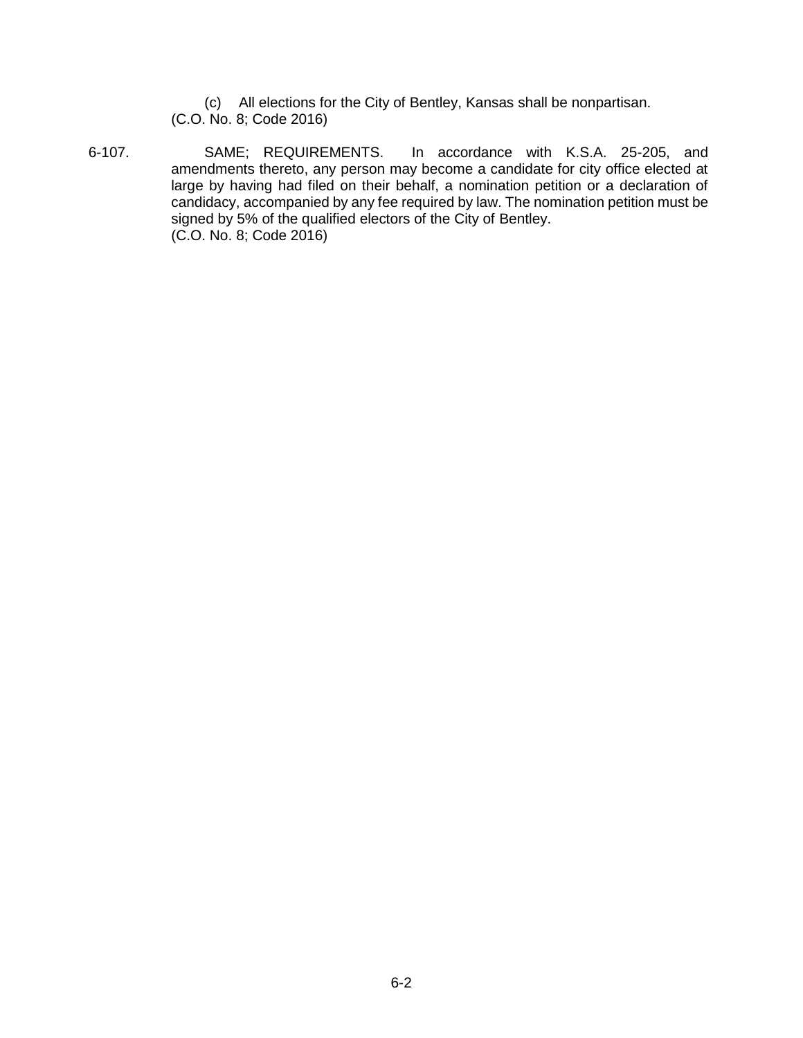(c) All elections for the City of Bentley, Kansas shall be nonpartisan.
(C.O. No. 8; Code 2016)

6-107. SAME; REQUIREMENTS. In accordance with K.S.A. 25-205, and amendments thereto, any person may become a candidate for city office elected at large by having had filed on their behalf, a nomination petition or a declaration of candidacy, accompanied by any fee required by law. The nomination petition must be signed by 5% of the qualified electors of the City of Bentley.
(C.O. No. 8; Code 2016)